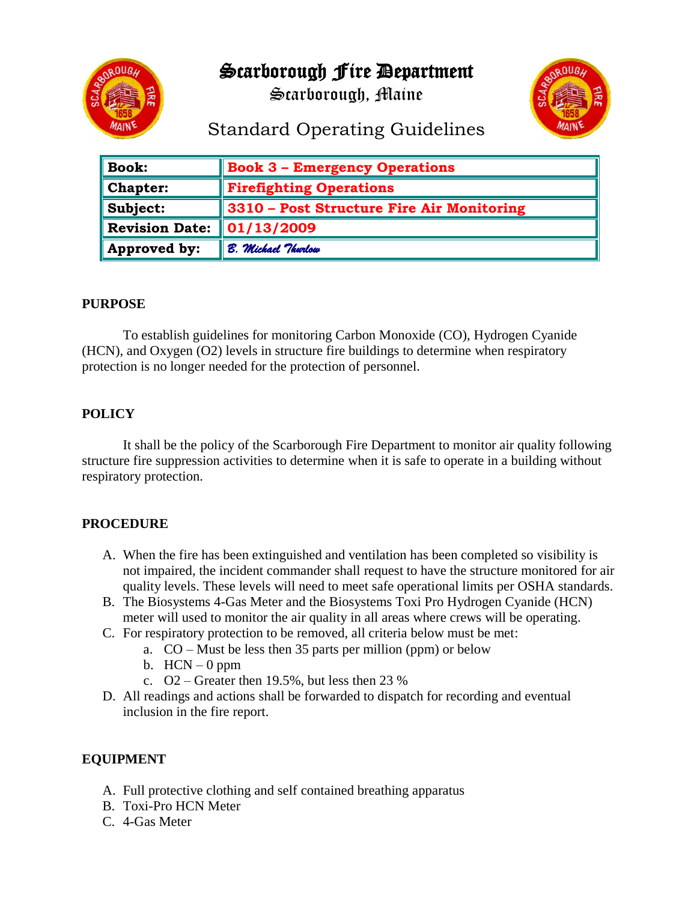# Scarborough Fire Department

## Scarborough, Maine

## Standard Operating Guidelines

| | |
|---|---|
| **Book:** | **Book 3 – Emergency Operations** |
| **Chapter:** | **Firefighting Operations** |
| **Subject:** | **3310 – Post Structure Fire Air Monitoring** |
| **Revision Date:** | **01/13/2009** |
| **Approved by:** | *B. Michael Thurlow* |

**PURPOSE**

To establish guidelines for monitoring Carbon Monoxide (CO), Hydrogen Cyanide (HCN), and Oxygen ($O_2$) levels in structure fire buildings to determine when respiratory protection is no longer needed for the protection of personnel.

**POLICY**

It shall be the policy of the Scarborough Fire Department to monitor air quality following structure fire suppression activities to determine when it is safe to operate in a building without respiratory protection.

**PROCEDURE**

A. When the fire has been extinguished and ventilation has been completed so visibility is not impaired, the incident commander shall request to have the structure monitored for air quality levels. These levels will need to meet safe operational limits per OSHA standards.
B. The Biosystems 4-Gas Meter and the Biosystems Toxi Pro Hydrogen Cyanide (HCN) meter will used to monitor the air quality in all areas where crews will be operating.
C. For respiratory protection to be removed, all criteria below must be met:
   a. CO – Must be less then 35 parts per million (ppm) or below
   b. HCN – 0 ppm
   c. $O_2$ – Greater then 19.5%, but less then 23 %
D. All readings and actions shall be forwarded to dispatch for recording and eventual inclusion in the fire report.

**EQUIPMENT**

A. Full protective clothing and self contained breathing apparatus
B. Toxi-Pro HCN Meter
C. 4-Gas Meter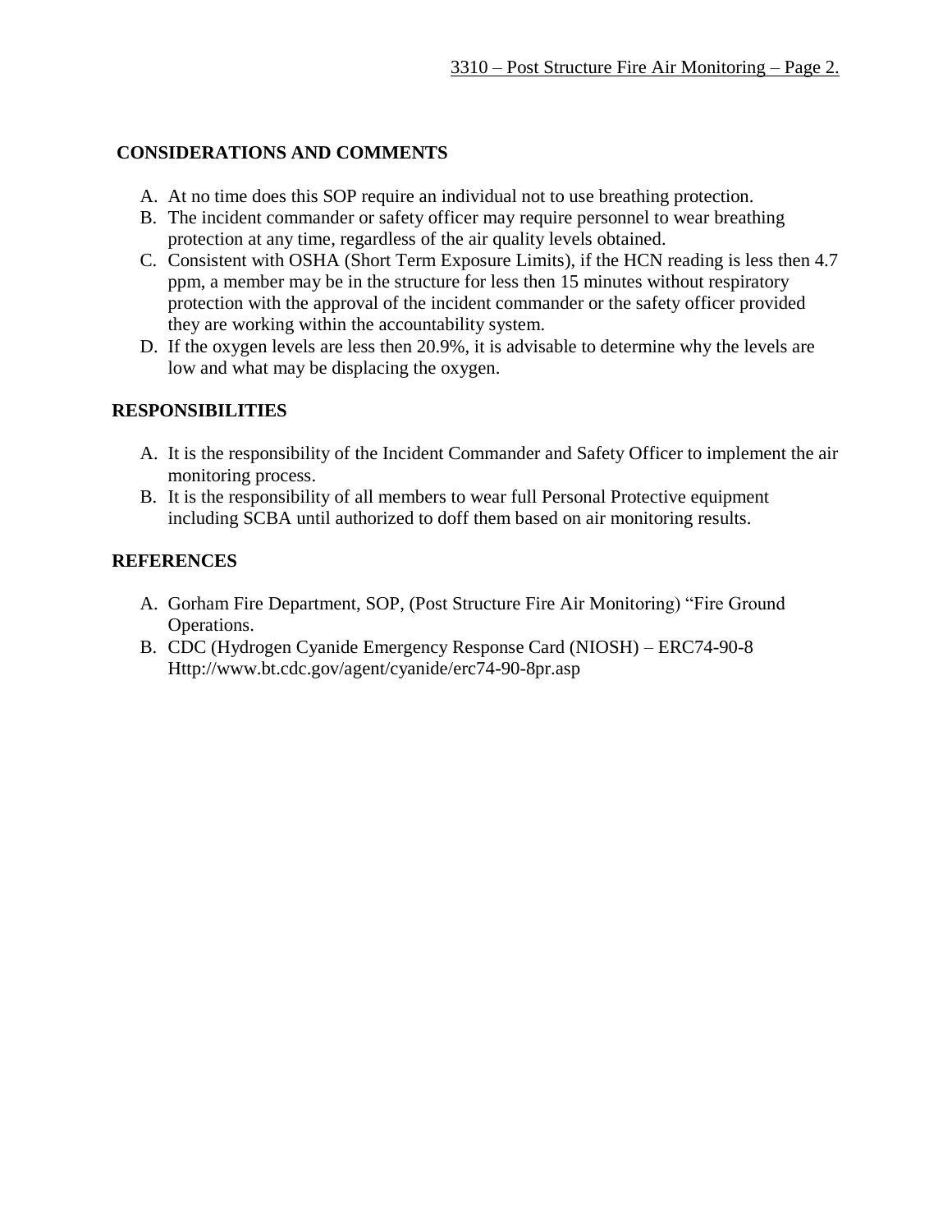## CONSIDERATIONS AND COMMENTS

A. At no time does this SOP require an individual not to use breathing protection.
B. The incident commander or safety officer may require personnel to wear breathing protection at any time, regardless of the air quality levels obtained.
C. Consistent with OSHA (Short Term Exposure Limits), if the HCN reading is less then 4.7 ppm, a member may be in the structure for less then 15 minutes without respiratory protection with the approval of the incident commander or the safety officer provided they are working within the accountability system.
D. If the oxygen levels are less then 20.9%, it is advisable to determine why the levels are low and what may be displacing the oxygen.

## RESPONSIBILITIES

A. It is the responsibility of the Incident Commander and Safety Officer to implement the air monitoring process.
B. It is the responsibility of all members to wear full Personal Protective equipment including SCBA until authorized to doff them based on air monitoring results.

## REFERENCES

A. Gorham Fire Department, SOP, (Post Structure Fire Air Monitoring) "Fire Ground Operations.
B. CDC (Hydrogen Cyanide Emergency Response Card (NIOSH) – ERC74-90-8 Http://www.bt.cdc.gov/agent/cyanide/erc74-90-8pr.asp